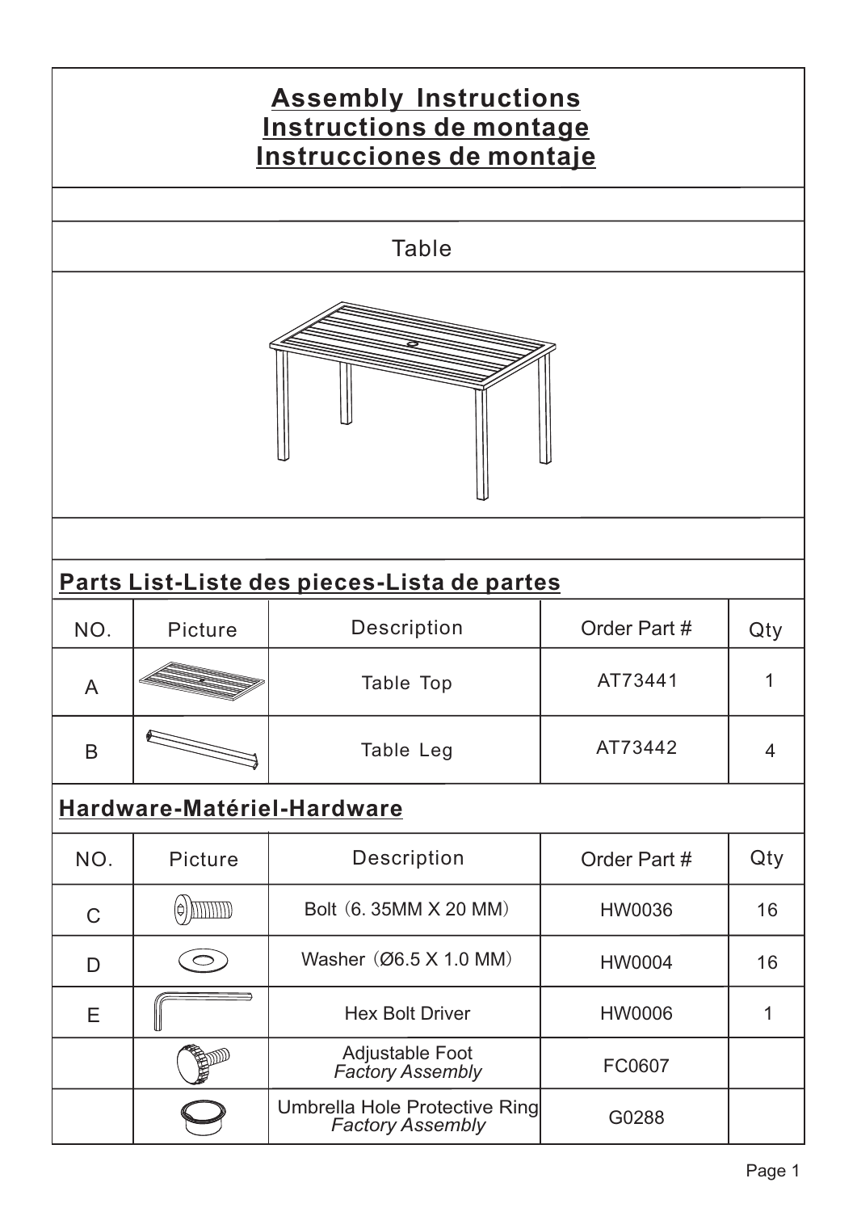# Assembly Instructions
# Instructions de montage
# Instrucciones de montaje

## Table

## Parts List-Liste des pieces-Lista de partes

| NO. | Picture | Description | Order Part # | Qty |
|---|---|---|---|---|
| A | | Table Top | AT73441 | 1 |
| B | | Table Leg | AT73442 | 4 |

## Hardware-Matériel-Hardware

| NO. | Picture | Description | Order Part # | Qty |
|---|---|---|---|---|
| C | | Bolt（6. 35MM X 20 MM） | HW0036 | 16 |
| D | | Washer（Ø6.5 X 1.0 MM） | HW0004 | 16 |
| E | | Hex Bolt Driver | HW0006 | 1 |
| | | Adjustable Foot *Factory Assembly* | FC0607 | |
| | | Umbrella Hole Protective Ring *Factory Assembly* | G0288 | |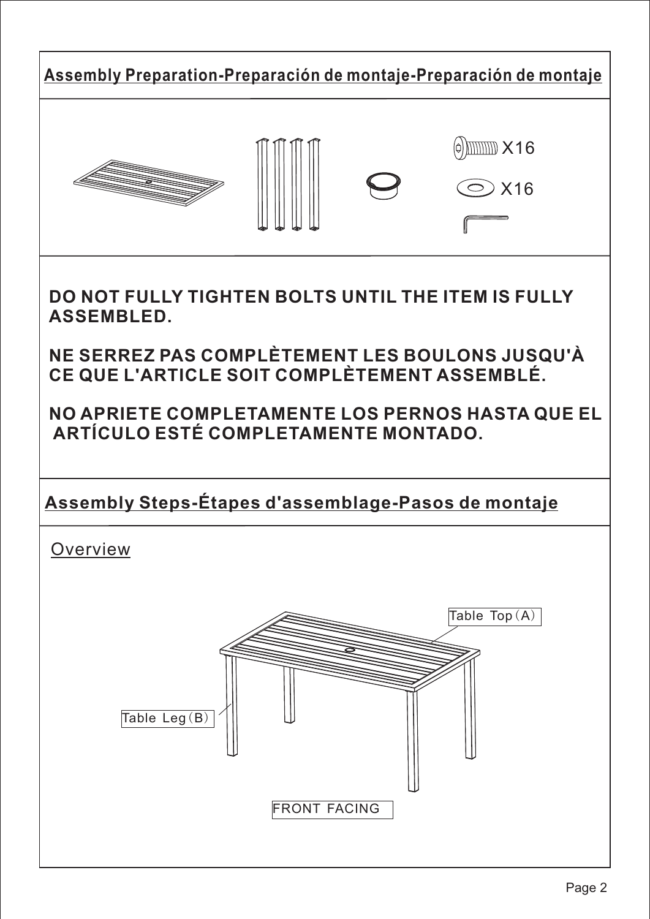## Assembly Preparation-Preparación de montaje-Preparación de montaje

X16

X16

**DO NOT FULLY TIGHTEN BOLTS UNTIL THE ITEM IS FULLY ASSEMBLED.**

**NE SERREZ PAS COMPLÈTEMENT LES BOULONS JUSQU'À CE QUE L'ARTICLE SOIT COMPLÈTEMENT ASSEMBLÉ.**

**NO APRIETE COMPLETAMENTE LOS PERNOS HASTA QUE EL ARTÍCULO ESTÉ COMPLETAMENTE MONTADO.**

## Assembly Steps-Étapes d'assemblage-Pasos de montaje

Overview

Table Top（A）

Table Leg（B）

FRONT FACING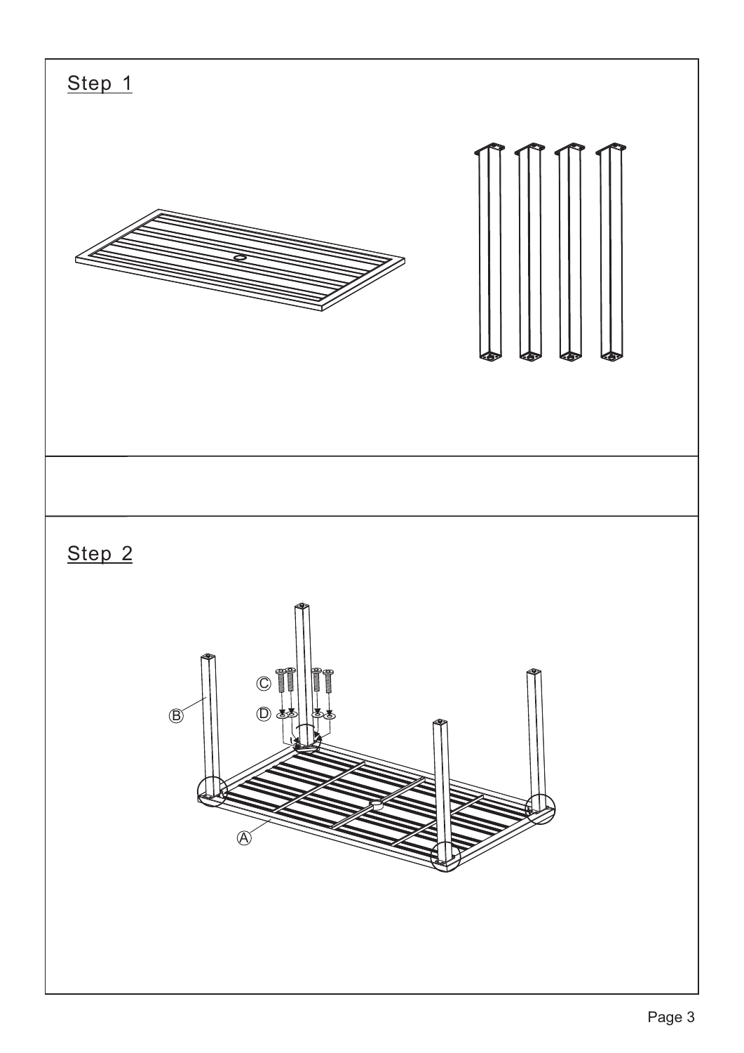## Step 1

## Step 2

C

D

B

A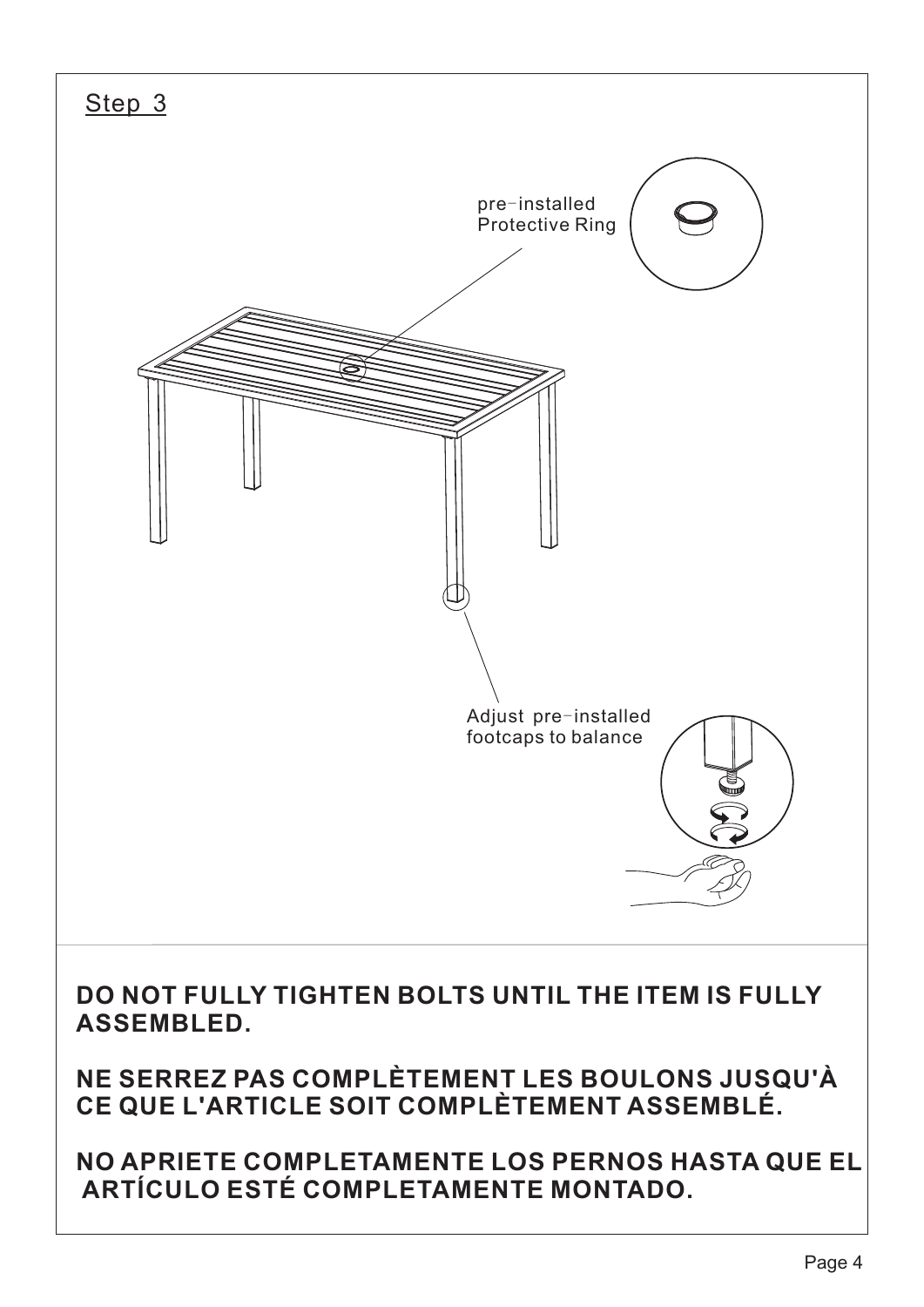## Step 3

pre-installed
Protective Ring

Adjust pre-installed
footcaps to balance

**DO NOT FULLY TIGHTEN BOLTS UNTIL THE ITEM IS FULLY ASSEMBLED.**

**NE SERREZ PAS COMPLÈTEMENT LES BOULONS JUSQU'À CE QUE L'ARTICLE SOIT COMPLÈTEMENT ASSEMBLÉ.**

**NO APRIETE COMPLETAMENTE LOS PERNOS HASTA QUE EL ARTÍCULO ESTÉ COMPLETAMENTE MONTADO.**